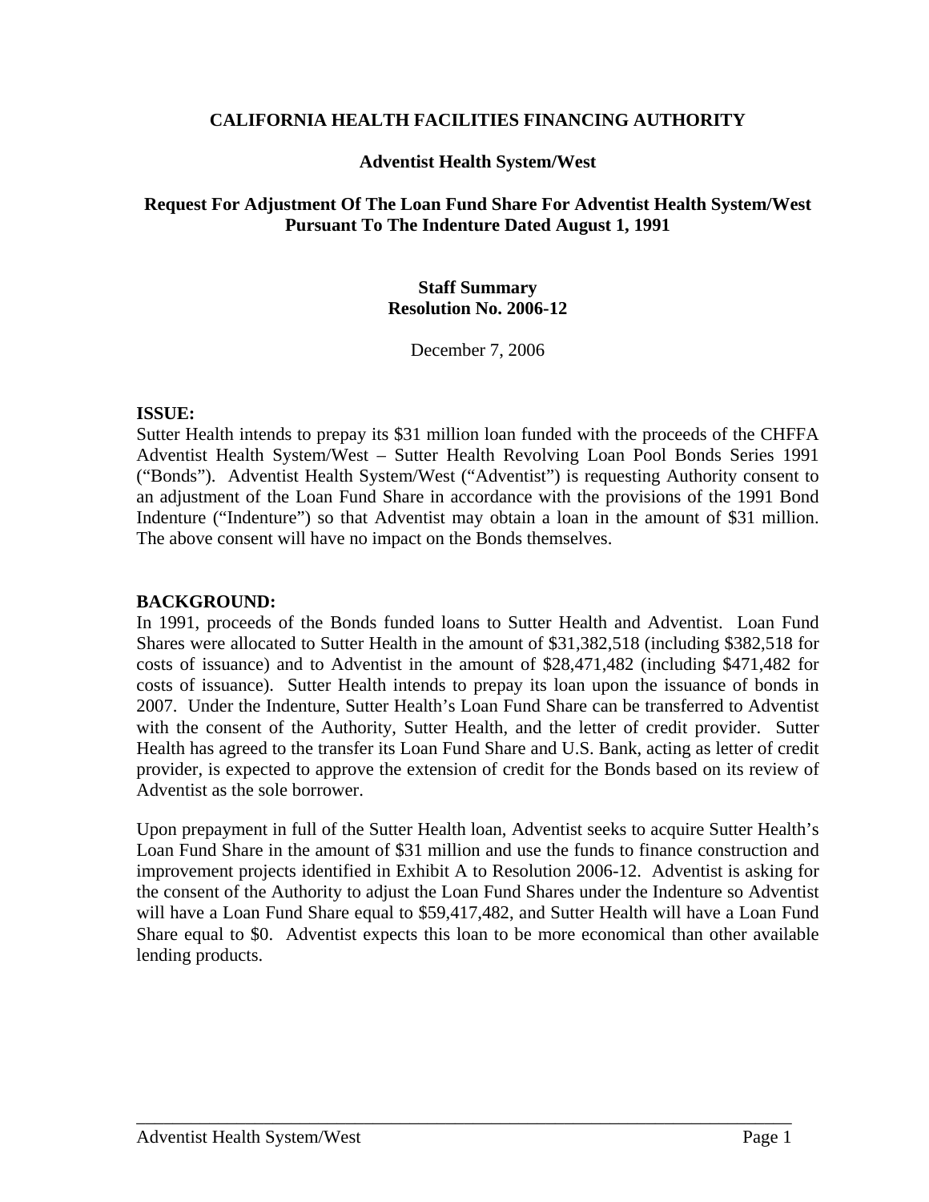**CALIFORNIA HEALTH FACILITIES FINANCING AUTHORITY**

**Adventist Health System/West**

**Request For Adjustment Of The Loan Fund Share For Adventist Health System/West Pursuant To The Indenture Dated August 1, 1991**

**Staff Summary**
**Resolution No. 2006-12**

December 7, 2006

**ISSUE:**
Sutter Health intends to prepay its $31 million loan funded with the proceeds of the CHFFA Adventist Health System/West – Sutter Health Revolving Loan Pool Bonds Series 1991 ("Bonds"). Adventist Health System/West ("Adventist") is requesting Authority consent to an adjustment of the Loan Fund Share in accordance with the provisions of the 1991 Bond Indenture ("Indenture") so that Adventist may obtain a loan in the amount of $31 million. The above consent will have no impact on the Bonds themselves.

**BACKGROUND:**
In 1991, proceeds of the Bonds funded loans to Sutter Health and Adventist. Loan Fund Shares were allocated to Sutter Health in the amount of $31,382,518 (including $382,518 for costs of issuance) and to Adventist in the amount of $28,471,482 (including $471,482 for costs of issuance). Sutter Health intends to prepay its loan upon the issuance of bonds in 2007. Under the Indenture, Sutter Health's Loan Fund Share can be transferred to Adventist with the consent of the Authority, Sutter Health, and the letter of credit provider. Sutter Health has agreed to the transfer its Loan Fund Share and U.S. Bank, acting as letter of credit provider, is expected to approve the extension of credit for the Bonds based on its review of Adventist as the sole borrower.

Upon prepayment in full of the Sutter Health loan, Adventist seeks to acquire Sutter Health's Loan Fund Share in the amount of $31 million and use the funds to finance construction and improvement projects identified in Exhibit A to Resolution 2006-12. Adventist is asking for the consent of the Authority to adjust the Loan Fund Shares under the Indenture so Adventist will have a Loan Fund Share equal to $59,417,482, and Sutter Health will have a Loan Fund Share equal to $0. Adventist expects this loan to be more economical than other available lending products.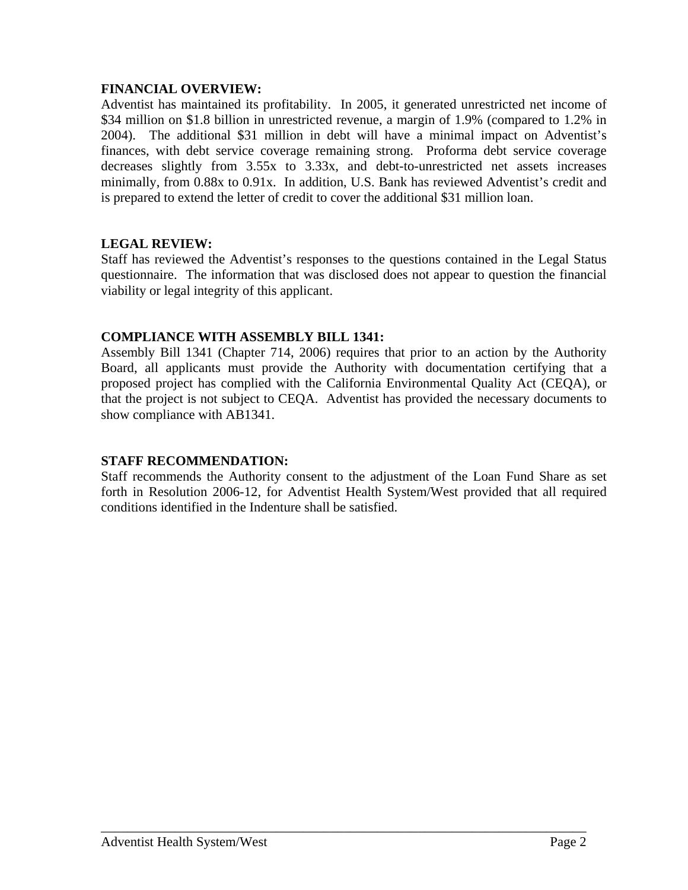**FINANCIAL OVERVIEW:**

Adventist has maintained its profitability. In 2005, it generated unrestricted net income of $34 million on $1.8 billion in unrestricted revenue, a margin of 1.9% (compared to 1.2% in 2004). The additional $31 million in debt will have a minimal impact on Adventist's finances, with debt service coverage remaining strong. Proforma debt service coverage decreases slightly from 3.55x to 3.33x, and debt-to-unrestricted net assets increases minimally, from 0.88x to 0.91x. In addition, U.S. Bank has reviewed Adventist's credit and is prepared to extend the letter of credit to cover the additional $31 million loan.

**LEGAL REVIEW:**

Staff has reviewed the Adventist's responses to the questions contained in the Legal Status questionnaire. The information that was disclosed does not appear to question the financial viability or legal integrity of this applicant.

**COMPLIANCE WITH ASSEMBLY BILL 1341:**

Assembly Bill 1341 (Chapter 714, 2006) requires that prior to an action by the Authority Board, all applicants must provide the Authority with documentation certifying that a proposed project has complied with the California Environmental Quality Act (CEQA), or that the project is not subject to CEQA. Adventist has provided the necessary documents to show compliance with AB1341.

**STAFF RECOMMENDATION:**

Staff recommends the Authority consent to the adjustment of the Loan Fund Share as set forth in Resolution 2006-12, for Adventist Health System/West provided that all required conditions identified in the Indenture shall be satisfied.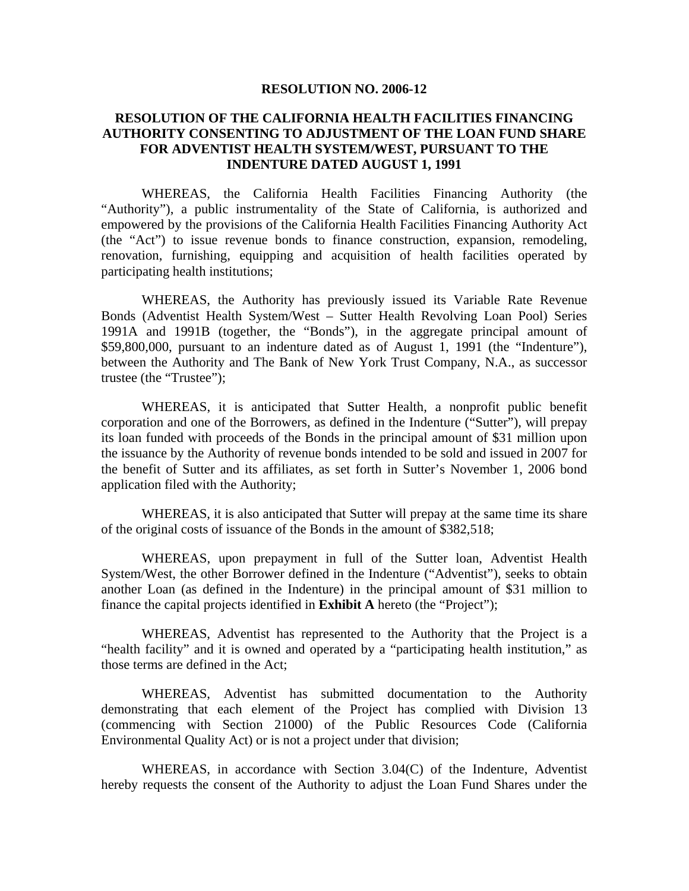**RESOLUTION NO. 2006-12**

**RESOLUTION OF THE CALIFORNIA HEALTH FACILITIES FINANCING AUTHORITY CONSENTING TO ADJUSTMENT OF THE LOAN FUND SHARE FOR ADVENTIST HEALTH SYSTEM/WEST, PURSUANT TO THE INDENTURE DATED AUGUST 1, 1991**

WHEREAS, the California Health Facilities Financing Authority (the "Authority"), a public instrumentality of the State of California, is authorized and empowered by the provisions of the California Health Facilities Financing Authority Act (the "Act") to issue revenue bonds to finance construction, expansion, remodeling, renovation, furnishing, equipping and acquisition of health facilities operated by participating health institutions;

WHEREAS, the Authority has previously issued its Variable Rate Revenue Bonds (Adventist Health System/West – Sutter Health Revolving Loan Pool) Series 1991A and 1991B (together, the "Bonds"), in the aggregate principal amount of $59,800,000, pursuant to an indenture dated as of August 1, 1991 (the "Indenture"), between the Authority and The Bank of New York Trust Company, N.A., as successor trustee (the "Trustee");

WHEREAS, it is anticipated that Sutter Health, a nonprofit public benefit corporation and one of the Borrowers, as defined in the Indenture ("Sutter"), will prepay its loan funded with proceeds of the Bonds in the principal amount of $31 million upon the issuance by the Authority of revenue bonds intended to be sold and issued in 2007 for the benefit of Sutter and its affiliates, as set forth in Sutter's November 1, 2006 bond application filed with the Authority;

WHEREAS, it is also anticipated that Sutter will prepay at the same time its share of the original costs of issuance of the Bonds in the amount of $382,518;

WHEREAS, upon prepayment in full of the Sutter loan, Adventist Health System/West, the other Borrower defined in the Indenture ("Adventist"), seeks to obtain another Loan (as defined in the Indenture) in the principal amount of $31 million to finance the capital projects identified in **Exhibit A** hereto (the "Project");

WHEREAS, Adventist has represented to the Authority that the Project is a "health facility" and it is owned and operated by a "participating health institution," as those terms are defined in the Act;

WHEREAS, Adventist has submitted documentation to the Authority demonstrating that each element of the Project has complied with Division 13 (commencing with Section 21000) of the Public Resources Code (California Environmental Quality Act) or is not a project under that division;

WHEREAS, in accordance with Section 3.04(C) of the Indenture, Adventist hereby requests the consent of the Authority to adjust the Loan Fund Shares under the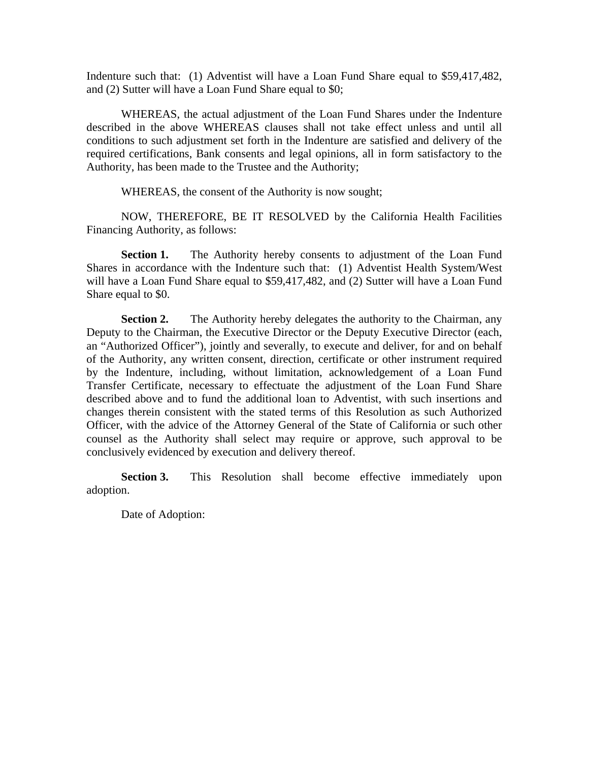Indenture such that: (1) Adventist will have a Loan Fund Share equal to $59,417,482, and (2) Sutter will have a Loan Fund Share equal to $0;

WHEREAS, the actual adjustment of the Loan Fund Shares under the Indenture described in the above WHEREAS clauses shall not take effect unless and until all conditions to such adjustment set forth in the Indenture are satisfied and delivery of the required certifications, Bank consents and legal opinions, all in form satisfactory to the Authority, has been made to the Trustee and the Authority;

WHEREAS, the consent of the Authority is now sought;

NOW, THEREFORE, BE IT RESOLVED by the California Health Facilities Financing Authority, as follows:

**Section 1.** The Authority hereby consents to adjustment of the Loan Fund Shares in accordance with the Indenture such that: (1) Adventist Health System/West will have a Loan Fund Share equal to $59,417,482, and (2) Sutter will have a Loan Fund Share equal to $0.

**Section 2.** The Authority hereby delegates the authority to the Chairman, any Deputy to the Chairman, the Executive Director or the Deputy Executive Director (each, an "Authorized Officer"), jointly and severally, to execute and deliver, for and on behalf of the Authority, any written consent, direction, certificate or other instrument required by the Indenture, including, without limitation, acknowledgement of a Loan Fund Transfer Certificate, necessary to effectuate the adjustment of the Loan Fund Share described above and to fund the additional loan to Adventist, with such insertions and changes therein consistent with the stated terms of this Resolution as such Authorized Officer, with the advice of the Attorney General of the State of California or such other counsel as the Authority shall select may require or approve, such approval to be conclusively evidenced by execution and delivery thereof.

**Section 3.** This Resolution shall become effective immediately upon adoption.

Date of Adoption: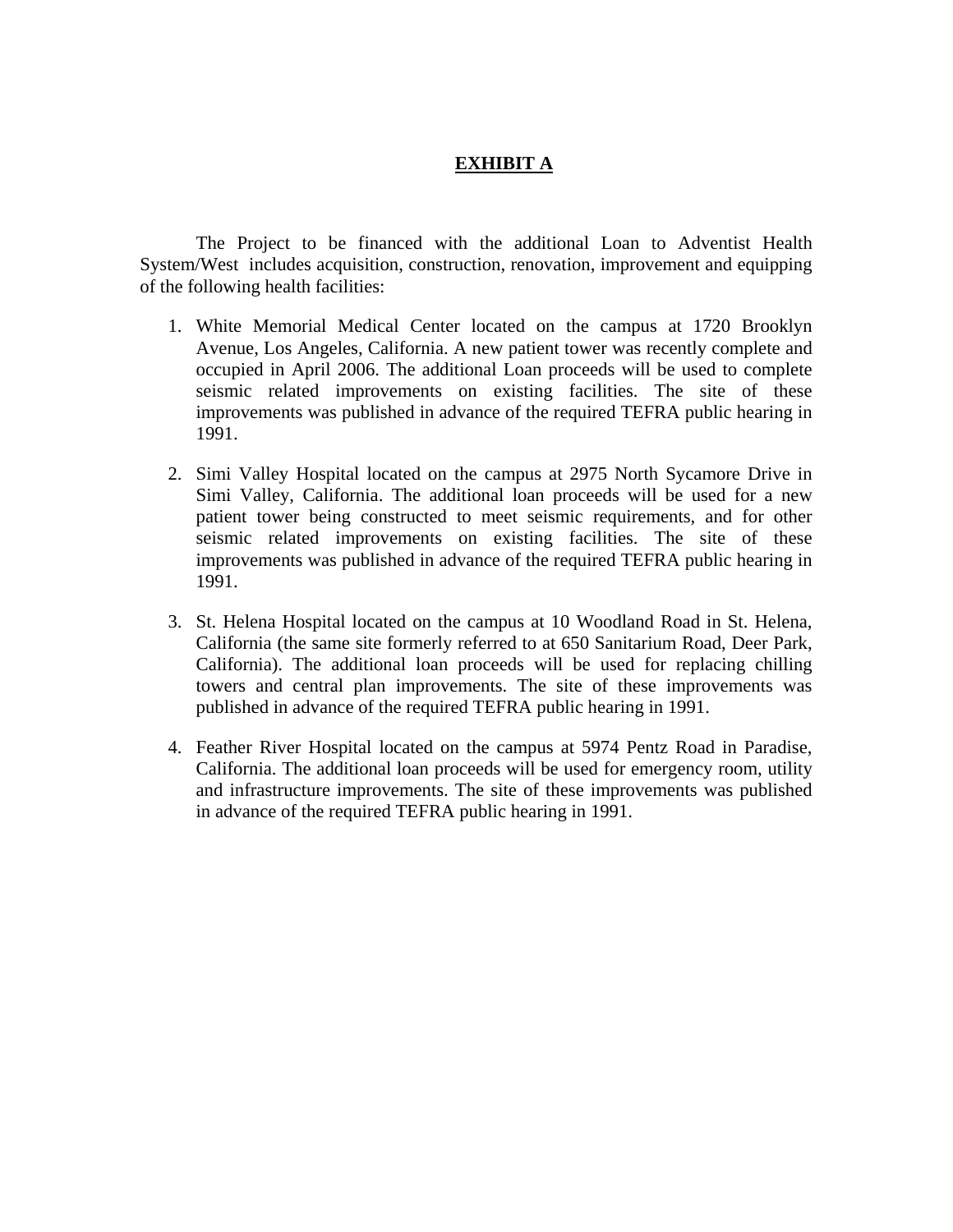# **EXHIBIT A**

The Project to be financed with the additional Loan to Adventist Health System/West includes acquisition, construction, renovation, improvement and equipping of the following health facilities:

1. White Memorial Medical Center located on the campus at 1720 Brooklyn Avenue, Los Angeles, California. A new patient tower was recently complete and occupied in April 2006. The additional Loan proceeds will be used to complete seismic related improvements on existing facilities. The site of these improvements was published in advance of the required TEFRA public hearing in 1991.

2. Simi Valley Hospital located on the campus at 2975 North Sycamore Drive in Simi Valley, California. The additional loan proceeds will be used for a new patient tower being constructed to meet seismic requirements, and for other seismic related improvements on existing facilities. The site of these improvements was published in advance of the required TEFRA public hearing in 1991.

3. St. Helena Hospital located on the campus at 10 Woodland Road in St. Helena, California (the same site formerly referred to at 650 Sanitarium Road, Deer Park, California). The additional loan proceeds will be used for replacing chilling towers and central plan improvements. The site of these improvements was published in advance of the required TEFRA public hearing in 1991.

4. Feather River Hospital located on the campus at 5974 Pentz Road in Paradise, California. The additional loan proceeds will be used for emergency room, utility and infrastructure improvements. The site of these improvements was published in advance of the required TEFRA public hearing in 1991.